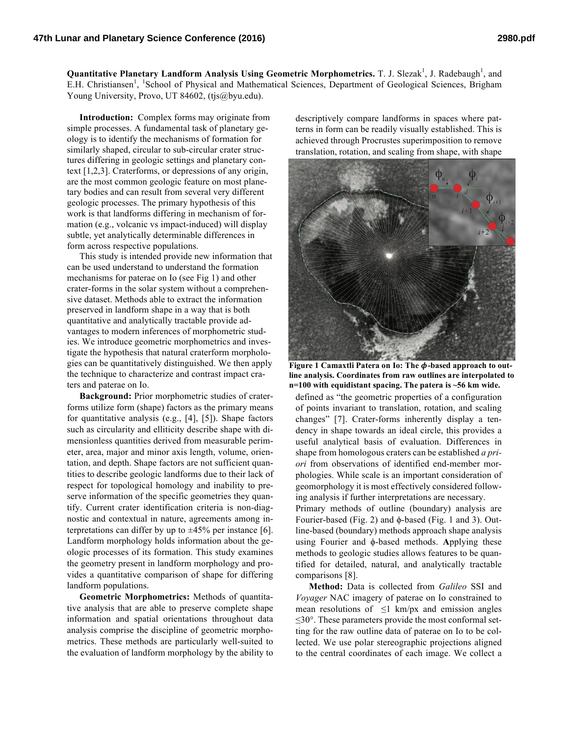**Quantitative Planetary Landform Analysis Using Geometric Morphometrics.** T. J. Slezak[1], J. Radebaugh[1], and E.H. Christiansen[1], [1]School of Physical and Mathematical Sciences, Department of Geological Sciences, Brigham Young University, Provo, UT 84602, (tjs@byu.edu).

**Introduction:** Complex forms may originate from simple processes. A fundamental task of planetary geology is to identify the mechanisms of formation for similarly shaped, circular to sub-circular crater structures differing in geologic settings and planetary context [1,2,3]. Craterforms, or depressions of any origin, are the most common geologic feature on most planetary bodies and can result from several very different geologic processes. The primary hypothesis of this work is that landforms differing in mechanism of formation (e.g., volcanic vs impact-induced) will display subtle, yet analytically determinable differences in form across respective populations.

This study is intended provide new information that can be used understand to understand the formation mechanisms for paterae on Io (see Fig 1) and other crater-forms in the solar system without a comprehensive dataset. Methods able to extract the information preserved in landform shape in a way that is both quantitative and analytically tractable provide advantages to modern inferences of morphometric studies. We introduce geometric morphometrics and investigate the hypothesis that natural craterform morphologies can be quantitatively distinguished. We then apply the technique to characterize and contrast impact craters and paterae on Io.

**Background:** Prior morphometric studies of craterforms utilize form (shape) factors as the primary means for quantitative analysis (e.g., [4], [5]). Shape factors such as circularity and ellicity describe shape with dimensionless quantities derived from measurable perimeter, area, major and minor axis length, volume, orientation, and depth. Shape factors are not sufficient quantities to describe geologic landforms due to their lack of respect for topological homology and inability to preserve information of the specific geometries they quantify. Current crater identification criteria is non-diagnostic and contextual in nature, agreements among interpretations can differ by up to ±45% per instance [6]. Landform morphology holds information about the geologic processes of its formation. This study examines the geometry present in landform morphology and provides a quantitative comparison of shape for differing landform populations.

**Geometric Morphometrics:** Methods of quantitative analysis that are able to preserve complete shape information and spatial orientations throughout data analysis comprise the discipline of geometric morphometrics. These methods are particularly well-suited to the evaluation of landform morphology by the ability to descriptively compare landforms in spaces where patterns in form can be readily visually established. This is achieved through Procrustes superimposition to remove translation, rotation, and scaling from shape, with shape defined as "the geometric properties of a configuration of points invariant to translation, rotation, and scaling changes" [7]. Crater-forms inherently display a tendency in shape towards an ideal circle, this provides a useful analytical basis of evaluation. Differences in shape from homologous craters can be established *a priori* from observations of identified end-member morphologies. While scale is an important consideration of geomorphology it is most effectively considered following analysis if further interpretations are necessary.

**Figure 1 Camaxtli Patera on Io: The $\phi$-based approach to outline analysis. Coordinates from raw outlines are interpolated to n=100 with equidistant spacing. The patera is ~56 km wide.**

Primary methods of outline (boundary) analysis are Fourier-based (Fig. 2) and $\phi$-based (Fig. 1 and 3). Outline-based (boundary) methods approach shape analysis using Fourier and $\phi$-based methods. **A**pplying these methods to geologic studies allows features to be quantified for detailed, natural, and analytically tractable comparisons [8].

**Method:** Data is collected from *Galileo* SSI and *Voyager* NAC imagery of paterae on Io constrained to mean resolutions of ≤1 km/px and emission angles ≤30°. These parameters provide the most conformal setting for the raw outline data of paterae on Io to be collected. We use polar stereographic projections aligned to the central coordinates of each image. We collect a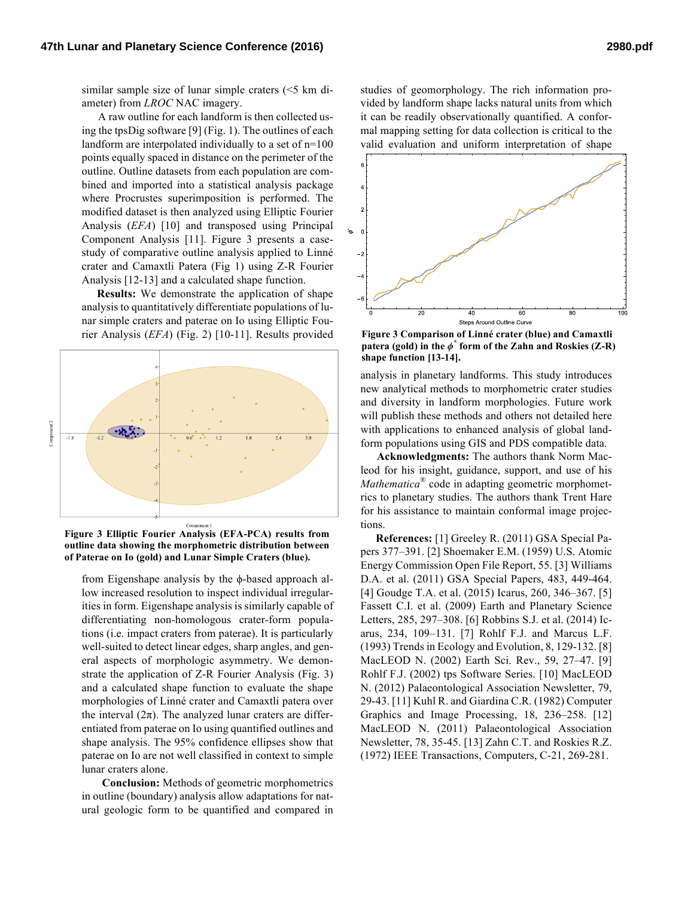similar sample size of lunar simple craters (<5 km diameter) from *LROC* NAC imagery.

A raw outline for each landform is then collected using the tpsDig software [9] (Fig. 1). The outlines of each landform are interpolated individually to a set of n=100 points equally spaced in distance on the perimeter of the outline. Outline datasets from each population are combined and imported into a statistical analysis package where Procrustes superimposition is performed. The modified dataset is then analyzed using Elliptic Fourier Analysis (*EFA*) [10] and transposed using Principal Component Analysis [11]. Figure 3 presents a case-study of comparative outline analysis applied to Linné crater and Camaxtli Patera (Fig 1) using Z-R Fourier Analysis [12-13] and a calculated shape function.

**Results:** We demonstrate the application of shape analysis to quantitatively differentiate populations of lunar simple craters and paterae on Io using Elliptic Fourier Analysis (*EFA*) (Fig. 2) [10-11]. Results provided

Component 2
Component 1
4
3
2
1
-1
-2
-3
-4
-5
-1.8
-1.2
-0.6
0.6
1.2
1.8
2.4
3.0

**Figure 3 Elliptic Fourier Analysis (EFA-PCA) results from outline data showing the morphometric distribution between of Paterae on Io (gold) and Lunar Simple Craters (blue).**

from Eigenshape analysis by the ϕ-based approach allow increased resolution to inspect individual irregularities in form. Eigenshape analysis is similarly capable of differentiating non-homologous crater-form populations (i.e. impact craters from paterae). It is particularly well-suited to detect linear edges, sharp angles, and general aspects of morphologic asymmetry. We demonstrate the application of Z-R Fourier Analysis (Fig. 3) and a calculated shape function to evaluate the shape morphologies of Linné crater and Camaxtli patera over the interval (2π). The analyzed lunar craters are differentiated from paterae on Io using quantified outlines and shape analysis. The 95% confidence ellipses show that paterae on Io are not well classified in context to simple lunar craters alone.

**Conclusion:** Methods of geometric morphometrics in outline (boundary) analysis allow adaptations for natural geologic form to be quantified and compared in studies of geomorphology. The rich information provided by landform shape lacks natural units from which it can be readily observationally quantified. A conformal mapping setting for data collection is critical to the valid evaluation and uniform interpretation of shape

$\phi^*$
6
4
2
0
−2
−4
−6
0
20
40
60
80
100
Steps Around Outline Curve

**Figure 3 Comparison of Linné crater (blue) and Camaxtli patera (gold) in the $\phi^*$ form of the Zahn and Roskies (Z-R) shape function [13-14].**

analysis in planetary landforms. This study introduces new analytical methods to morphometric crater studies and diversity in landform morphologies. Future work will publish these methods and others not detailed here with applications to enhanced analysis of global landform populations using GIS and PDS compatible data.

**Acknowledgments:** The authors thank Norm Macleod for his insight, guidance, support, and use of his *Mathematica*® code in adapting geometric morphometrics to planetary studies. The authors thank Trent Hare for his assistance to maintain conformal image projections.

**References:** [1] Greeley R. (2011) GSA Special Papers 377–391. [2] Shoemaker E.M. (1959) U.S. Atomic Energy Commission Open File Report, 55. [3] Williams D.A. et al. (2011) GSA Special Papers, 483, 449-464. [4] Goudge T.A. et al. (2015) Icarus, 260, 346–367. [5] Fassett C.I. et al. (2009) Earth and Planetary Science Letters, 285, 297–308. [6] Robbins S.J. et al. (2014) Icarus, 234, 109–131. [7] Rohlf F.J. and Marcus L.F. (1993) Trends in Ecology and Evolution, 8, 129-132. [8] MacLEOD N. (2002) Earth Sci. Rev., 59, 27–47. [9] Rohlf F.J. (2002) tps Software Series. [10] MacLEOD N. (2012) Palaeontological Association Newsletter, 79, 29-43. [11] Kuhl R. and Giardina C.R. (1982) Computer Graphics and Image Processing, 18, 236–258. [12] MacLEOD N. (2011) Palaeontological Association Newsletter, 78, 35-45. [13] Zahn C.T. and Roskies R.Z. (1972) IEEE Transactions, Computers, C-21, 269-281.